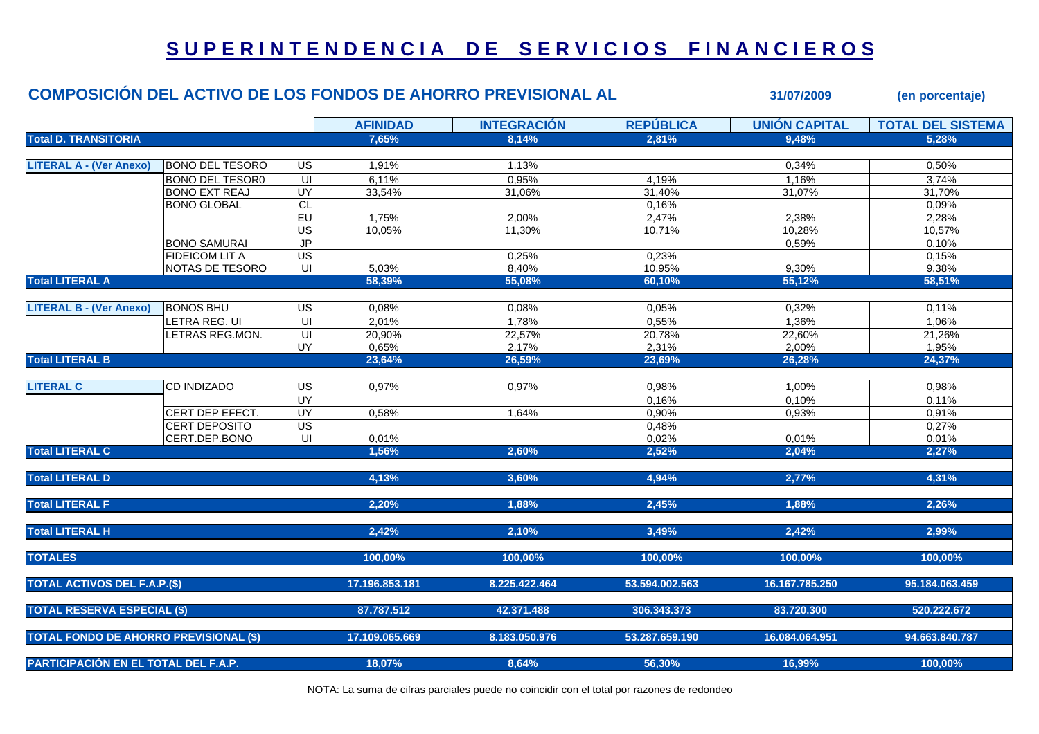# SUPERINTENDENCIA DE SERVICIOS FINANCIEROS

## COMPOSICIÓN DEL ACTIVO DE LOS FONDOS DE AHORRO PREVISIONAL AL 31/07/2009 (en porcentaje)

| | | | AFINIDAD | INTEGRACIÓN | REPÚBLICA | UNIÓN CAPITAL | TOTAL DEL SISTEMA |
|---|---|---|---|---|---|---|---|
| **Total D. TRANSITORIA** | | | **7,65%** | **8,14%** | **2,81%** | **9,48%** | **5,28%** |
| **LITERAL A - (Ver Anexo)** | BONO DEL TESORO | US | 1,91% | 1,13% | | 0,34% | 0,50% |
| | BONO DEL TESOR0 | UI | 6,11% | 0,95% | 4,19% | 1,16% | 3,74% |
| | BONO EXT REAJ | UY | 33,54% | 31,06% | 31,40% | 31,07% | 31,70% |
| | BONO GLOBAL | CL | | | 0,16% | | 0,09% |
| | | EU | 1,75% | 2,00% | 2,47% | 2,38% | 2,28% |
| | | US | 10,05% | 11,30% | 10,71% | 10,28% | 10,57% |
| | BONO SAMURAI | JP | | | | 0,59% | 0,10% |
| | FIDEICOM LIT A | US | | 0,25% | 0,23% | | 0,15% |
| | NOTAS DE TESORO | UI | 5,03% | 8,40% | 10,95% | 9,30% | 9,38% |
| **Total LITERAL A** | | | **58,39%** | **55,08%** | **60,10%** | **55,12%** | **58,51%** |
| **LITERAL B - (Ver Anexo)** | BONOS BHU | US | 0,08% | 0,08% | 0,05% | 0,32% | 0,11% |
| | LETRA REG. UI | UI | 2,01% | 1,78% | 0,55% | 1,36% | 1,06% |
| | LETRAS REG.MON. | UI | 20,90% | 22,57% | 20,78% | 22,60% | 21,26% |
| | | UY | 0,65% | 2,17% | 2,31% | 2,00% | 1,95% |
| **Total LITERAL B** | | | **23,64%** | **26,59%** | **23,69%** | **26,28%** | **24,37%** |
| **LITERAL C** | CD INDIZADO | US | 0,97% | 0,97% | 0,98% | 1,00% | 0,98% |
| | | UY | | | 0,16% | 0,10% | 0,11% |
| | CERT DEP EFECT. | UY | 0,58% | 1,64% | 0,90% | 0,93% | 0,91% |
| | CERT DEPOSITO | US | | | 0,48% | | 0,27% |
| | CERT.DEP.BONO | UI | 0,01% | | 0,02% | 0,01% | 0,01% |
| **Total LITERAL C** | | | **1,56%** | **2,60%** | **2,52%** | **2,04%** | **2,27%** |
| **Total LITERAL D** | | | **4,13%** | **3,60%** | **4,94%** | **2,77%** | **4,31%** |
| **Total LITERAL F** | | | **2,20%** | **1,88%** | **2,45%** | **1,88%** | **2,26%** |
| **Total LITERAL H** | | | **2,42%** | **2,10%** | **3,49%** | **2,42%** | **2,99%** |
| **TOTALES** | | | **100,00%** | **100,00%** | **100,00%** | **100,00%** | **100,00%** |
| **TOTAL ACTIVOS DEL F.A.P.($)** | | | **17.196.853.181** | **8.225.422.464** | **53.594.002.563** | **16.167.785.250** | **95.184.063.459** |
| **TOTAL RESERVA ESPECIAL ($)** | | | **87.787.512** | **42.371.488** | **306.343.373** | **83.720.300** | **520.222.672** |
| **TOTAL FONDO DE AHORRO PREVISIONAL ($)** | | | **17.109.065.669** | **8.183.050.976** | **53.287.659.190** | **16.084.064.951** | **94.663.840.787** |
| **PARTICIPACIÓN EN EL TOTAL DEL F.A.P.** | | | **18,07%** | **8,64%** | **56,30%** | **16,99%** | **100,00%** |

NOTA: La suma de cifras parciales puede no coincidir con el total por razones de redondeo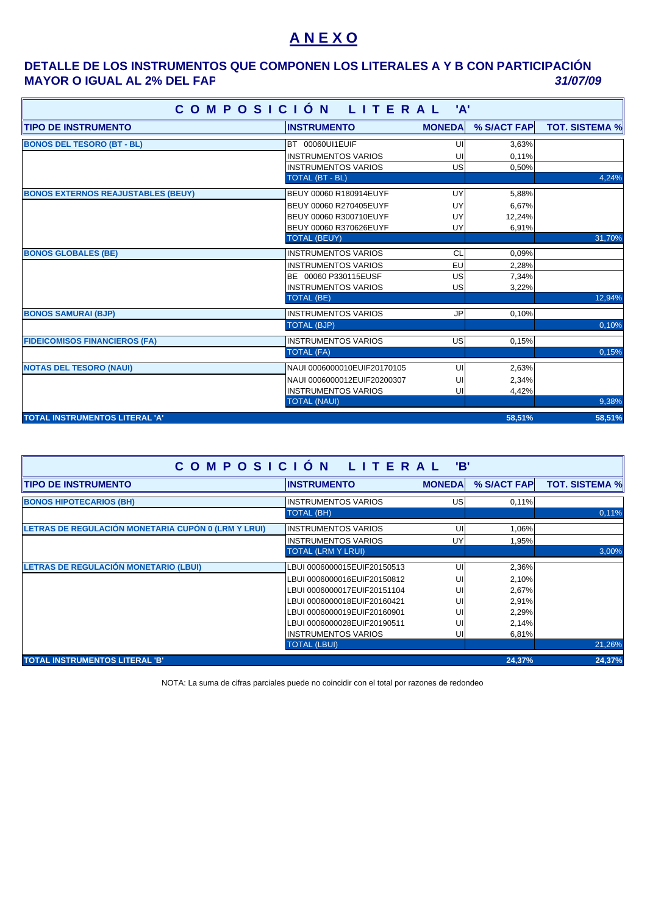# ANEXO

## DETALLE DE LOS INSTRUMENTOS QUE COMPONEN LOS LITERALES A Y B CON PARTICIPACIÓN MAYOR O IGUAL AL 2% DEL FAP

*31/07/09*

### COMPOSICIÓN LITERAL 'A'

| TIPO DE INSTRUMENTO | INSTRUMENTO | MONEDA | % S/ACT FAP | TOT. SISTEMA % |
|---|---|---|---|---|
| BONOS DEL TESORO (BT - BL) | BT 00060UI1EUIF | UI | 3,63% | |
| | INSTRUMENTOS VARIOS | UI | 0,11% | |
| | INSTRUMENTOS VARIOS | US | 0,50% | |
| | TOTAL (BT - BL) | | | 4,24% |
| BONOS EXTERNOS REAJUSTABLES (BEUY) | BEUY 00060 R180914EUYF | UY | 5,88% | |
| | BEUY 00060 R270405EUYF | UY | 6,67% | |
| | BEUY 00060 R300710EUYF | UY | 12,24% | |
| | BEUY 00060 R370626EUYF | UY | 6,91% | |
| | TOTAL (BEUY) | | | 31,70% |
| BONOS GLOBALES (BE) | INSTRUMENTOS VARIOS | CL | 0,09% | |
| | INSTRUMENTOS VARIOS | EU | 2,28% | |
| | BE 00060 P330115EUSF | US | 7,34% | |
| | INSTRUMENTOS VARIOS | US | 3,22% | |
| | TOTAL (BE) | | | 12,94% |
| BONOS SAMURAI (BJP) | INSTRUMENTOS VARIOS | JP | 0,10% | |
| | TOTAL (BJP) | | | 0,10% |
| FIDEICOMISOS FINANCIEROS (FA) | INSTRUMENTOS VARIOS | US | 0,15% | |
| | TOTAL (FA) | | | 0,15% |
| NOTAS DEL TESORO (NAUI) | NAUI 0006000010EUIF20170105 | UI | 2,63% | |
| | NAUI 0006000012EUIF20200307 | UI | 2,34% | |
| | INSTRUMENTOS VARIOS | UI | 4,42% | |
| | TOTAL (NAUI) | | | 9,38% |
| **TOTAL INSTRUMENTOS LITERAL 'A'** | | | **58,51%** | **58,51%** |

### COMPOSICIÓN LITERAL 'B'

| TIPO DE INSTRUMENTO | INSTRUMENTO | MONEDA | % S/ACT FAP | TOT. SISTEMA % |
|---|---|---|---|---|
| BONOS HIPOTECARIOS (BH) | INSTRUMENTOS VARIOS | US | 0,11% | |
| | TOTAL (BH) | | | 0,11% |
| LETRAS DE REGULACIÓN MONETARIA CUPÓN 0 (LRM Y LRUI) | INSTRUMENTOS VARIOS | UI | 1,06% | |
| | INSTRUMENTOS VARIOS | UY | 1,95% | |
| | TOTAL (LRM Y LRUI) | | | 3,00% |
| LETRAS DE REGULACIÓN MONETARIO (LBUI) | LBUI 0006000015EUIF20150513 | UI | 2,36% | |
| | LBUI 0006000016EUIF20150812 | UI | 2,10% | |
| | LBUI 0006000017EUIF20151104 | UI | 2,67% | |
| | LBUI 0006000018EUIF20160421 | UI | 2,91% | |
| | LBUI 0006000019EUIF20160901 | UI | 2,29% | |
| | LBUI 0006000028EUIF20190511 | UI | 2,14% | |
| | INSTRUMENTOS VARIOS | UI | 6,81% | |
| | TOTAL (LBUI) | | | 21,26% |
| **TOTAL INSTRUMENTOS LITERAL 'B'** | | | **24,37%** | **24,37%** |

NOTA: La suma de cifras parciales puede no coincidir con el total por razones de redondeo